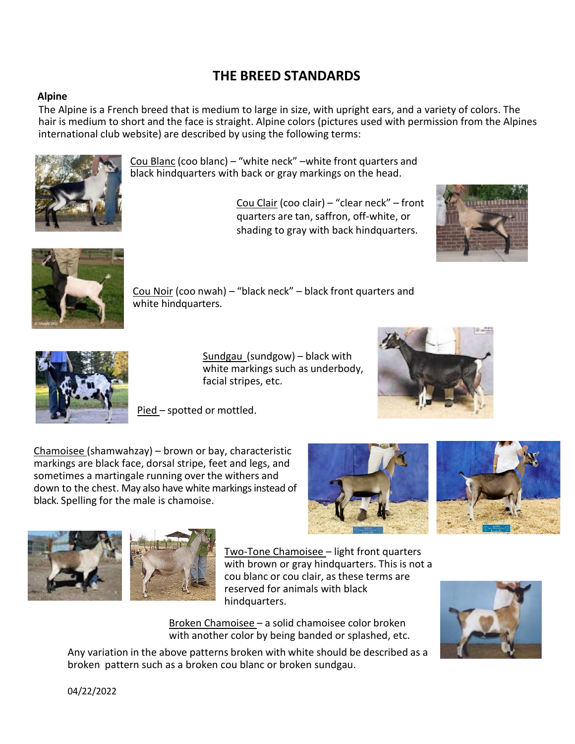# THE BREED STANDARDS

## Alpine

The Alpine is a French breed that is medium to large in size, with upright ears, and a variety of colors. The hair is medium to short and the face is straight. Alpine colors (pictures used with permission from the Alpines international club website) are described by using the following terms:

Cou Blanc (coo blanc) – "white neck" –white front quarters and black hindquarters with back or gray markings on the head.

Cou Clair (coo clair) – "clear neck" – front quarters are tan, saffron, off-white, or shading to gray with back hindquarters.

Cou Noir (coo nwah) – "black neck" – black front quarters and white hindquarters.

Sundgau (sundgow) – black with white markings such as underbody, facial stripes, etc.

Pied – spotted or mottled.

Chamoisee (shamwahzay) – brown or bay, characteristic markings are black face, dorsal stripe, feet and legs, and sometimes a martingale running over the withers and down to the chest. May also have white markings instead of black. Spelling for the male is chamoise.

Two-Tone Chamoisee – light front quarters with brown or gray hindquarters. This is not a cou blanc or cou clair, as these terms are reserved for animals with black hindquarters.

Broken Chamoisee – a solid chamoisee color broken with another color by being banded or splashed, etc.

Any variation in the above patterns broken with white should be described as a broken pattern such as a broken cou blanc or broken sundgau.

04/22/2022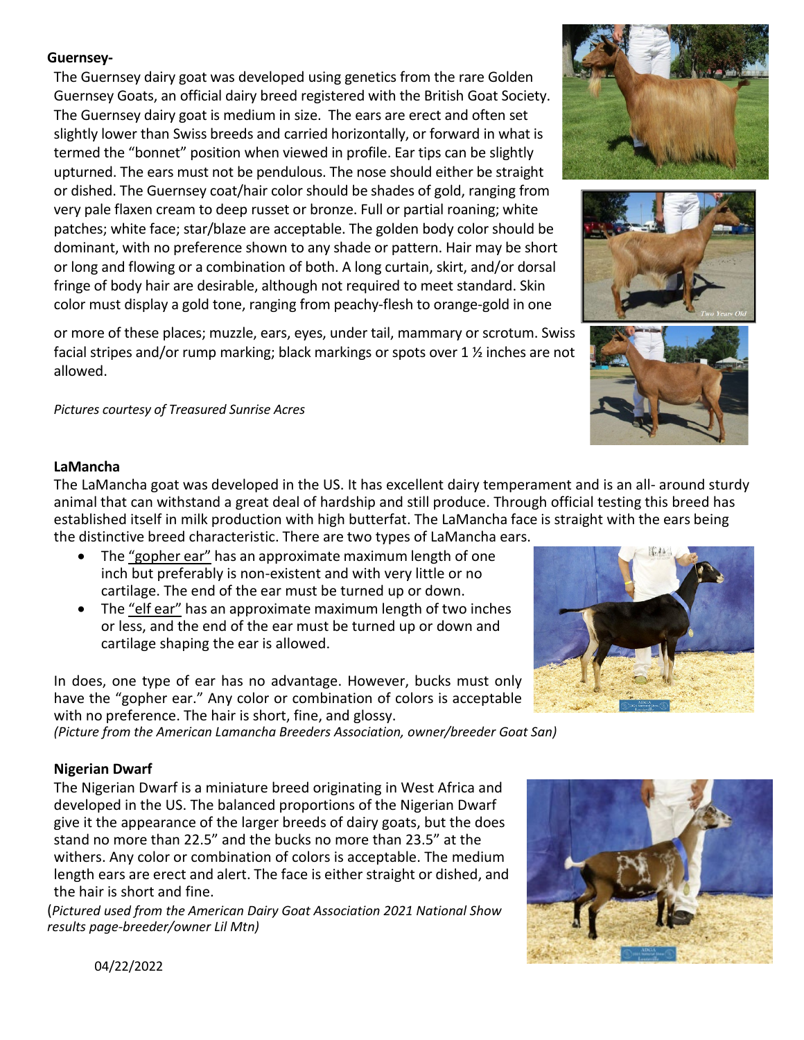**Guernsey-**

The Guernsey dairy goat was developed using genetics from the rare Golden Guernsey Goats, an official dairy breed registered with the British Goat Society. The Guernsey dairy goat is medium in size. The ears are erect and often set slightly lower than Swiss breeds and carried horizontally, or forward in what is termed the "bonnet" position when viewed in profile. Ear tips can be slightly upturned. The ears must not be pendulous. The nose should either be straight or dished. The Guernsey coat/hair color should be shades of gold, ranging from very pale flaxen cream to deep russet or bronze. Full or partial roaning; white patches; white face; star/blaze are acceptable. The golden body color should be dominant, with no preference shown to any shade or pattern. Hair may be short or long and flowing or a combination of both. A long curtain, skirt, and/or dorsal fringe of body hair are desirable, although not required to meet standard. Skin color must display a gold tone, ranging from peachy-flesh to orange-gold in one or more of these places; muzzle, ears, eyes, under tail, mammary or scrotum. Swiss facial stripes and/or rump marking; black markings or spots over 1 ½ inches are not allowed.

*Pictures courtesy of Treasured Sunrise Acres*

**LaMancha**

The LaMancha goat was developed in the US. It has excellent dairy temperament and is an all- around sturdy animal that can withstand a great deal of hardship and still produce. Through official testing this breed has established itself in milk production with high butterfat. The LaMancha face is straight with the ears being the distinctive breed characteristic. There are two types of LaMancha ears.

- The <u>"gopher ear"</u> has an approximate maximum length of one inch but preferably is non-existent and with very little or no cartilage. The end of the ear must be turned up or down.
- The <u>"elf ear"</u> has an approximate maximum length of two inches or less, and the end of the ear must be turned up or down and cartilage shaping the ear is allowed.

In does, one type of ear has no advantage. However, bucks must only have the "gopher ear." Any color or combination of colors is acceptable with no preference. The hair is short, fine, and glossy.

*(Picture from the American Lamancha Breeders Association, owner/breeder Goat San)*

**Nigerian Dwarf**

The Nigerian Dwarf is a miniature breed originating in West Africa and developed in the US. The balanced proportions of the Nigerian Dwarf give it the appearance of the larger breeds of dairy goats, but the does stand no more than 22.5" and the bucks no more than 23.5" at the withers. Any color or combination of colors is acceptable. The medium length ears are erect and alert. The face is either straight or dished, and the hair is short and fine.

(*Pictured used from the American Dairy Goat Association 2021 National Show results page-breeder/owner Lil Mtn)*

04/22/2022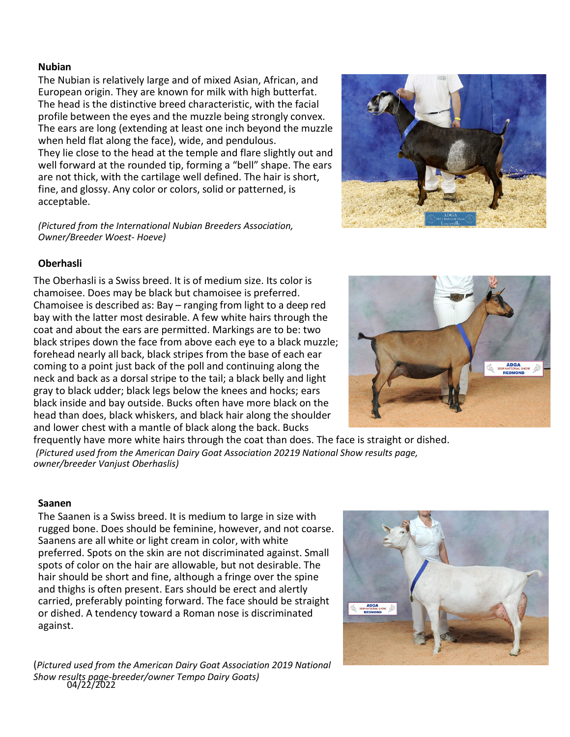**Nubian**

The Nubian is relatively large and of mixed Asian, African, and European origin. They are known for milk with high butterfat. The head is the distinctive breed characteristic, with the facial profile between the eyes and the muzzle being strongly convex. The ears are long (extending at least one inch beyond the muzzle when held flat along the face), wide, and pendulous. They lie close to the head at the temple and flare slightly out and well forward at the rounded tip, forming a "bell" shape. The ears are not thick, with the cartilage well defined. The hair is short, fine, and glossy. Any color or colors, solid or patterned, is acceptable.

*(Pictured from the International Nubian Breeders Association, Owner/Breeder Woest- Hoeve)*

**Oberhasli**

The Oberhasli is a Swiss breed. It is of medium size. Its color is chamoisee. Does may be black but chamoisee is preferred. Chamoisee is described as: Bay – ranging from light to a deep red bay with the latter most desirable. A few white hairs through the coat and about the ears are permitted. Markings are to be: two black stripes down the face from above each eye to a black muzzle; forehead nearly all back, black stripes from the base of each ear coming to a point just back of the poll and continuing along the neck and back as a dorsal stripe to the tail; a black belly and light gray to black udder; black legs below the knees and hocks; ears black inside and bay outside. Bucks often have more black on the head than does, black whiskers, and black hair along the shoulder and lower chest with a mantle of black along the back. Bucks frequently have more white hairs through the coat than does. The face is straight or dished.

*(Pictured used from the American Dairy Goat Association 20219 National Show results page, owner/breeder Vanjust Oberhaslis)*

**Saanen**

The Saanen is a Swiss breed. It is medium to large in size with rugged bone. Does should be feminine, however, and not coarse. Saanens are all white or light cream in color, with white preferred. Spots on the skin are not discriminated against. Small spots of color on the hair are allowable, but not desirable. The hair should be short and fine, although a fringe over the spine and thighs is often present. Ears should be erect and alertly carried, preferably pointing forward. The face should be straight or dished. A tendency toward a Roman nose is discriminated against.

(*Pictured used from the American Dairy Goat Association 2019 National Show results page-breeder/owner Tempo Dairy Goats)*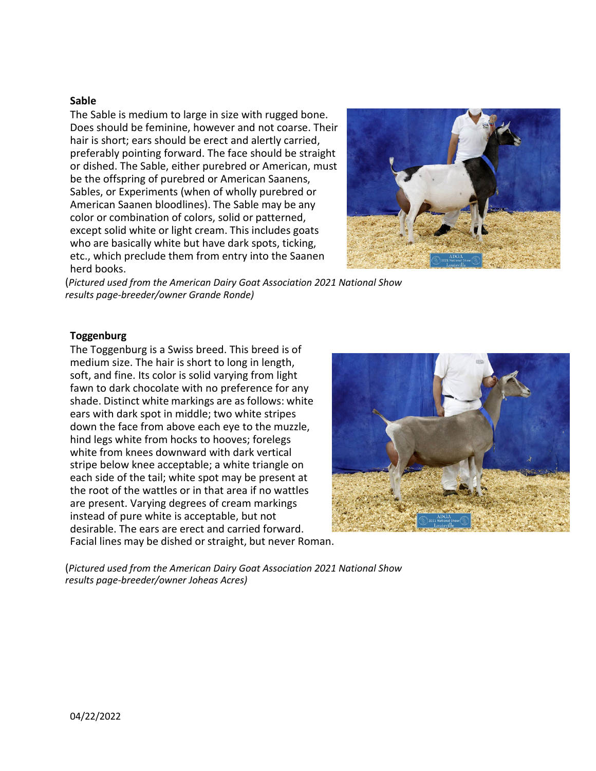**Sable**

The Sable is medium to large in size with rugged bone. Does should be feminine, however and not coarse. Their hair is short; ears should be erect and alertly carried, preferably pointing forward. The face should be straight or dished. The Sable, either purebred or American, must be the offspring of purebred or American Saanens, Sables, or Experiments (when of wholly purebred or American Saanen bloodlines). The Sable may be any color or combination of colors, solid or patterned, except solid white or light cream. This includes goats who are basically white but have dark spots, ticking, etc., which preclude them from entry into the Saanen herd books.

(*Pictured used from the American Dairy Goat Association 2021 National Show results page-breeder/owner Grande Ronde)*

**Toggenburg**

The Toggenburg is a Swiss breed. This breed is of medium size. The hair is short to long in length, soft, and fine. Its color is solid varying from light fawn to dark chocolate with no preference for any shade. Distinct white markings are as follows: white ears with dark spot in middle; two white stripes down the face from above each eye to the muzzle, hind legs white from hocks to hooves; forelegs white from knees downward with dark vertical stripe below knee acceptable; a white triangle on each side of the tail; white spot may be present at the root of the wattles or in that area if no wattles are present. Varying degrees of cream markings instead of pure white is acceptable, but not desirable. The ears are erect and carried forward. Facial lines may be dished or straight, but never Roman.

(*Pictured used from the American Dairy Goat Association 2021 National Show results page-breeder/owner Joheas Acres)*

04/22/2022